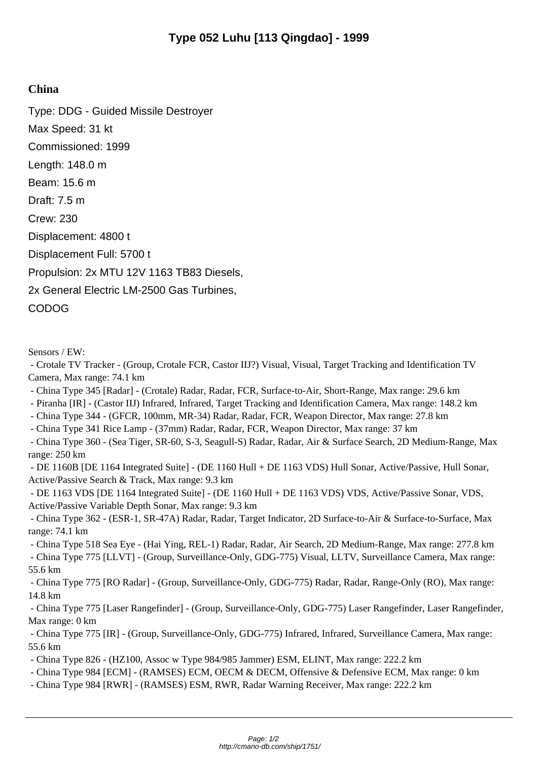# Type 052 Luhu [113 Qingdao] - 1999

## China

Type: DDG - Guided Missile Destroyer

Max Speed: 31 kt

Commissioned: 1999

Length: 148.0 m

Beam: 15.6 m

Draft: 7.5 m

Crew: 230

Displacement: 4800 t

Displacement Full: 5700 t

Propulsion: 2x MTU 12V 1163 TB83 Diesels,

2x General Electric LM-2500 Gas Turbines,

CODOG

Sensors / EW:

- Crotale TV Tracker - (Group, Crotale FCR, Castor IIJ?) Visual, Visual, Target Tracking and Identification TV Camera, Max range: 74.1 km
- China Type 345 [Radar] - (Crotale) Radar, Radar, FCR, Surface-to-Air, Short-Range, Max range: 29.6 km
- Piranha [IR] - (Castor IIJ) Infrared, Infrared, Target Tracking and Identification Camera, Max range: 148.2 km
- China Type 344 - (GFCR, 100mm, MR-34) Radar, Radar, FCR, Weapon Director, Max range: 27.8 km
- China Type 341 Rice Lamp - (37mm) Radar, Radar, FCR, Weapon Director, Max range: 37 km
- China Type 360 - (Sea Tiger, SR-60, S-3, Seagull-S) Radar, Radar, Air & Surface Search, 2D Medium-Range, Max range: 250 km
- DE 1160B [DE 1164 Integrated Suite] - (DE 1160 Hull + DE 1163 VDS) Hull Sonar, Active/Passive, Hull Sonar, Active/Passive Search & Track, Max range: 9.3 km
- DE 1163 VDS [DE 1164 Integrated Suite] - (DE 1160 Hull + DE 1163 VDS) VDS, Active/Passive Sonar, VDS, Active/Passive Variable Depth Sonar, Max range: 9.3 km
- China Type 362 - (ESR-1, SR-47A) Radar, Radar, Target Indicator, 2D Surface-to-Air & Surface-to-Surface, Max range: 74.1 km
- China Type 518 Sea Eye - (Hai Ying, REL-1) Radar, Radar, Air Search, 2D Medium-Range, Max range: 277.8 km
- China Type 775 [LLVT] - (Group, Surveillance-Only, GDG-775) Visual, LLTV, Surveillance Camera, Max range: 55.6 km
- China Type 775 [RO Radar] - (Group, Surveillance-Only, GDG-775) Radar, Radar, Range-Only (RO), Max range: 14.8 km
- China Type 775 [Laser Rangefinder] - (Group, Surveillance-Only, GDG-775) Laser Rangefinder, Laser Rangefinder, Max range: 0 km
- China Type 775 [IR] - (Group, Surveillance-Only, GDG-775) Infrared, Infrared, Surveillance Camera, Max range: 55.6 km
- China Type 826 - (HZ100, Assoc w Type 984/985 Jammer) ESM, ELINT, Max range: 222.2 km
- China Type 984 [ECM] - (RAMSES) ECM, OECM & DECM, Offensive & Defensive ECM, Max range: 0 km
- China Type 984 [RWR] - (RAMSES) ESM, RWR, Radar Warning Receiver, Max range: 222.2 km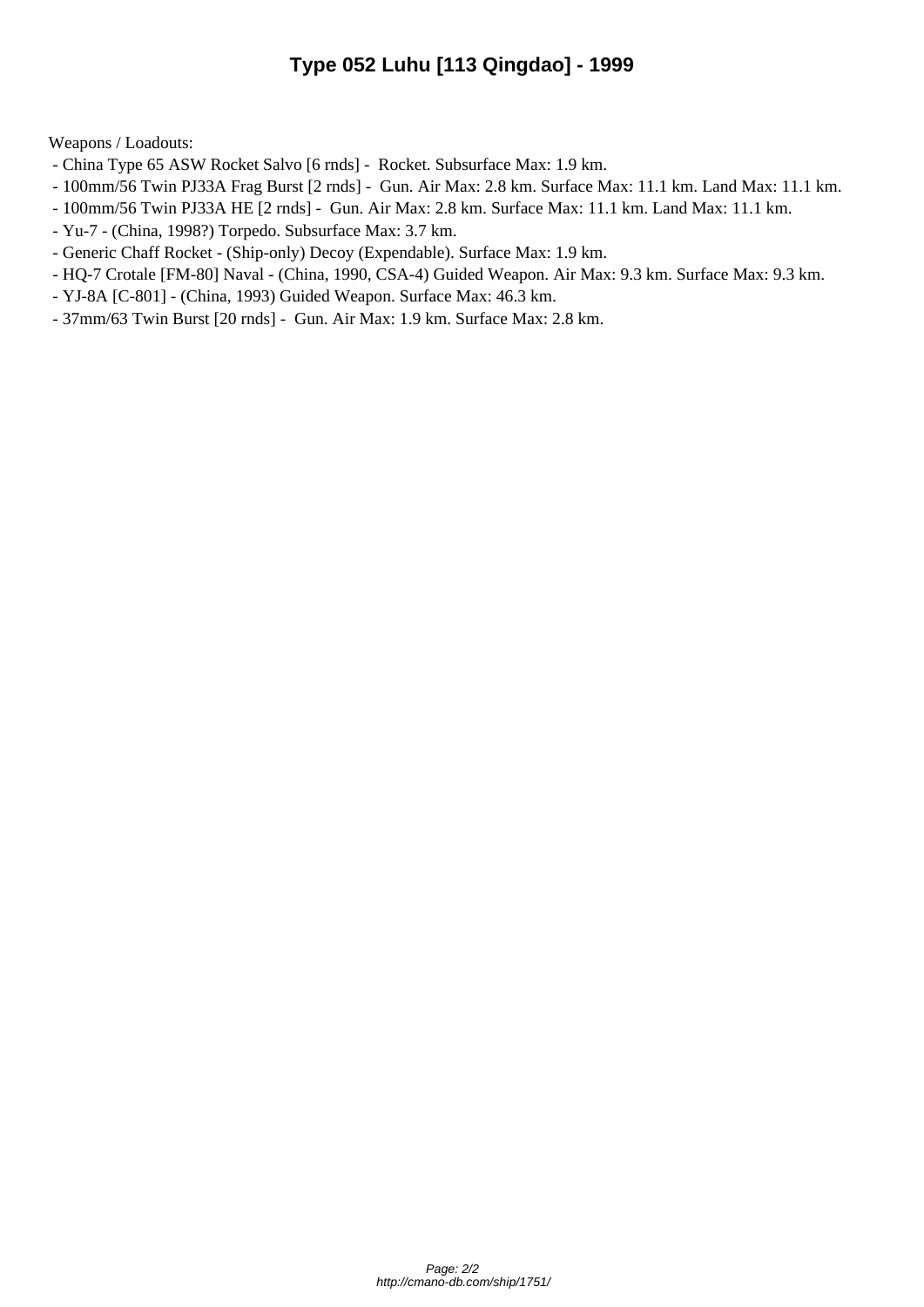Weapons / Loadouts:

- China Type 65 ASW Rocket Salvo [6 rnds] -  Rocket. Subsurface Max: 1.9 km.
- 100mm/56 Twin PJ33A Frag Burst [2 rnds] -  Gun. Air Max: 2.8 km. Surface Max: 11.1 km. Land Max: 11.1 km.
- 100mm/56 Twin PJ33A HE [2 rnds] -  Gun. Air Max: 2.8 km. Surface Max: 11.1 km. Land Max: 11.1 km.
- Yu-7 - (China, 1998?) Torpedo. Subsurface Max: 3.7 km.
- Generic Chaff Rocket - (Ship-only) Decoy (Expendable). Surface Max: 1.9 km.
- HQ-7 Crotale [FM-80] Naval - (China, 1990, CSA-4) Guided Weapon. Air Max: 9.3 km. Surface Max: 9.3 km.
- YJ-8A [C-801] - (China, 1993) Guided Weapon. Surface Max: 46.3 km.
- 37mm/63 Twin Burst [20 rnds] -  Gun. Air Max: 1.9 km. Surface Max: 2.8 km.